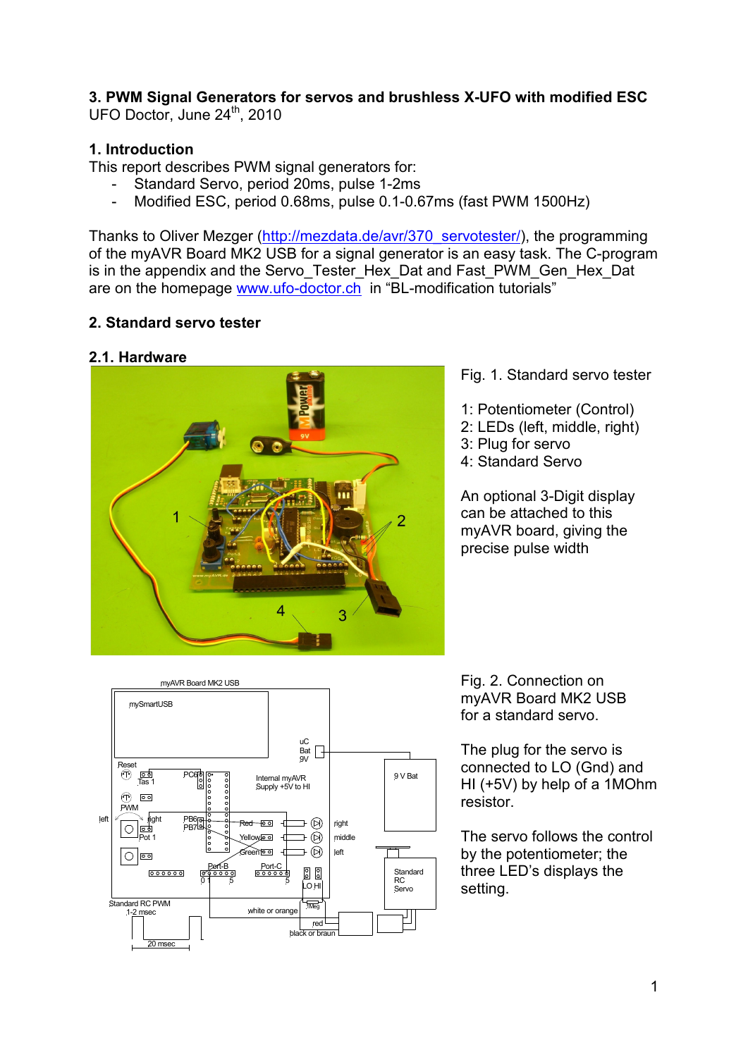**3. PWM Signal Generators for servos and brushless X-UFO with modified ESC**
UFO Doctor, June 24th, 2010

## 1. Introduction

This report describes PWM signal generators for:

- Standard Servo, period 20ms, pulse 1-2ms
- Modified ESC, period 0.68ms, pulse 0.1-0.67ms (fast PWM 1500Hz)

Thanks to Oliver Mezger (http://mezdata.de/avr/370_servotester/), the programming of the myAVR Board MK2 USB for a signal generator is an easy task. The C-program is in the appendix and the Servo_Tester_Hex_Dat and Fast_PWM_Gen_Hex_Dat are on the homepage www.ufo-doctor.ch in "BL-modification tutorials"

## 2. Standard servo tester

### 2.1. Hardware

Fig. 1. Standard servo tester

1: Potentiometer (Control)
2: LEDs (left, middle, right)
3: Plug for servo
4: Standard Servo

An optional 3-Digit display can be attached to this myAVR board, giving the precise pulse width

Fig. 2. Connection on myAVR Board MK2 USB for a standard servo.

The plug for the servo is connected to LO (Gnd) and HI (+5V) by help of a 1MOhm resistor.

The servo follows the control by the potentiometer; the three LED's displays the setting.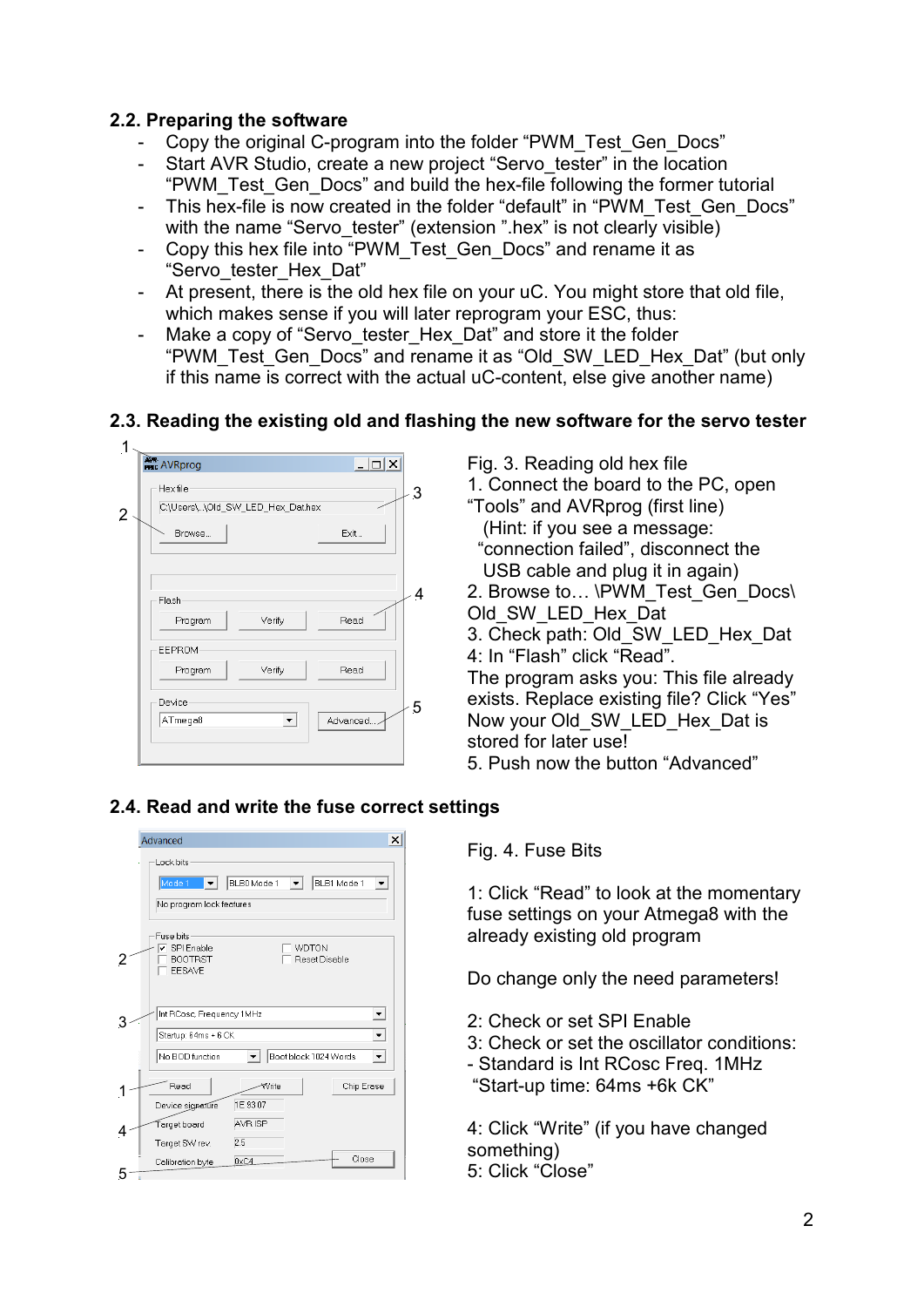## 2.2. Preparing the software

- Copy the original C-program into the folder “PWM_Test_Gen_Docs”
- Start AVR Studio, create a new project “Servo_tester” in the location “PWM_Test_Gen_Docs” and build the hex-file following the former tutorial
- This hex-file is now created in the folder “default” in “PWM_Test_Gen_Docs” with the name “Servo_tester” (extension ”.hex” is not clearly visible)
- Copy this hex file into “PWM_Test_Gen_Docs” and rename it as “Servo_tester_Hex_Dat”
- At present, there is the old hex file on your uC. You might store that old file, which makes sense if you will later reprogram your ESC, thus:
- Make a copy of “Servo_tester_Hex_Dat” and store it the folder “PWM_Test_Gen_Docs” and rename it as “Old_SW_LED_Hex_Dat” (but only if this name is correct with the actual uC-content, else give another name)

## 2.3. Reading the existing old and flashing the new software for the servo tester

Fig. 3. Reading old hex file

1. Connect the board to the PC, open “Tools” and AVRprog (first line)
   (Hint: if you see a message: “connection failed”, disconnect the USB cable and plug it in again)
2. Browse to… \PWM_Test_Gen_Docs\Old_SW_LED_Hex_Dat
3. Check path: Old_SW_LED_Hex_Dat
4. In “Flash” click “Read”.
   The program asks you: This file already exists. Replace existing file? Click “Yes”
   Now your Old_SW_LED_Hex_Dat is stored for later use!
5. Push now the button “Advanced”

## 2.4. Read and write the fuse correct settings

Fig. 4. Fuse Bits

1: Click “Read” to look at the momentary fuse settings on your Atmega8 with the already existing old program

Do change only the need parameters!

2: Check or set SPI Enable
3: Check or set the oscillator conditions:
- Standard is Int RCosc Freq. 1MHz
  “Start-up time: 64ms +6k CK”

4: Click “Write” (if you have changed something)
5: Click “Close”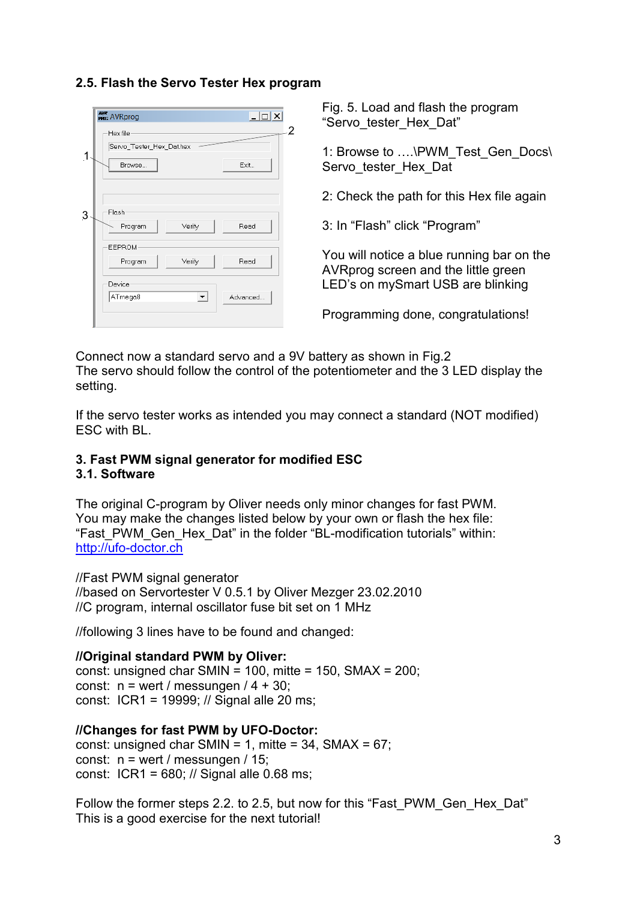## 2.5. Flash the Servo Tester Hex program

Fig. 5. Load and flash the program "Servo_tester_Hex_Dat"

1: Browse to ….\PWM_Test_Gen_Docs\Servo_tester_Hex_Dat

2: Check the path for this Hex file again

3: In "Flash" click "Program"

You will notice a blue running bar on the AVRprog screen and the little green LED's on mySmart USB are blinking

Programming done, congratulations!

Connect now a standard servo and a 9V battery as shown in Fig.2
The servo should follow the control of the potentiometer and the 3 LED display the setting.

If the servo tester works as intended you may connect a standard (NOT modified) ESC with BL.

## 3. Fast PWM signal generator for modified ESC

### 3.1. Software

The original C-program by Oliver needs only minor changes for fast PWM.
You may make the changes listed below by your own or flash the hex file:
"Fast_PWM_Gen_Hex_Dat" in the folder "BL-modification tutorials" within:
[http://ufo-doctor.ch](http://ufo-doctor.ch)

//Fast PWM signal generator
//based on Servortester V 0.5.1 by Oliver Mezger 23.02.2010
//C program, internal oscillator fuse bit set on 1 MHz

//following 3 lines have to be found and changed:

**//Original standard PWM by Oliver:**
const: unsigned char SMIN = 100, mitte = 150, SMAX = 200;
const:  n = wert / messungen / 4 + 30;
const:  ICR1 = 19999; // Signal alle 20 ms;

**//Changes for fast PWM by UFO-Doctor:**
const: unsigned char SMIN = 1, mitte = 34, SMAX = 67;
const:  n = wert / messungen / 15;
const:  ICR1 = 680; // Signal alle 0.68 ms;

Follow the former steps 2.2. to 2.5, but now for this "Fast_PWM_Gen_Hex_Dat"
This is a good exercise for the next tutorial!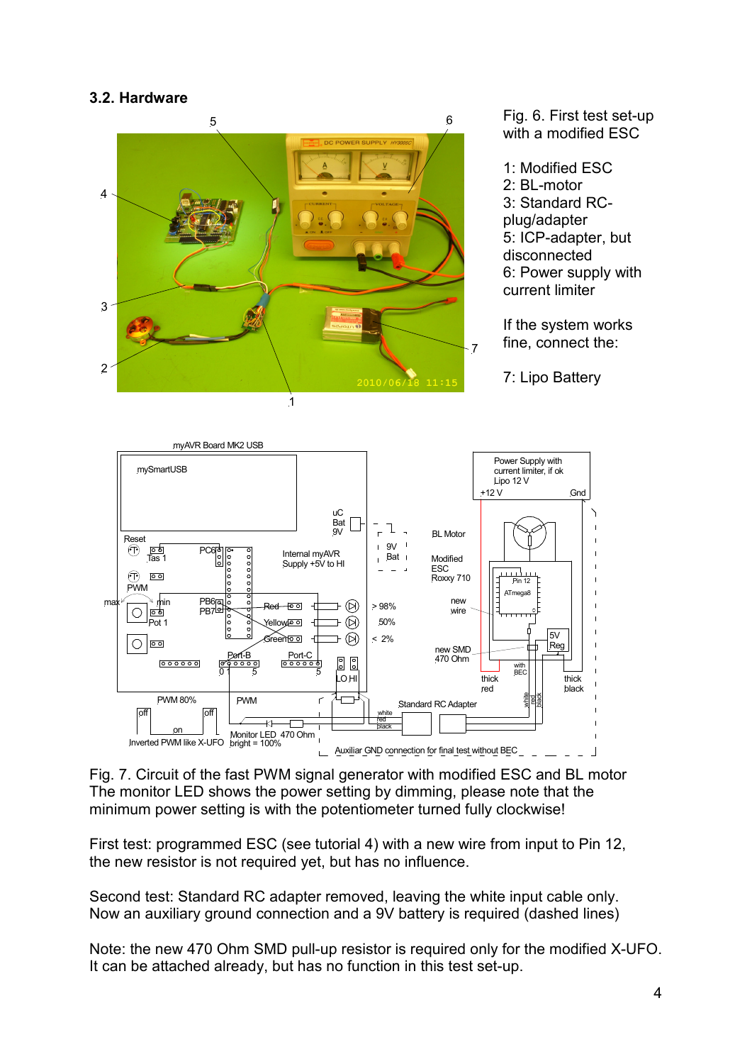## 3.2. Hardware

Fig. 6. First test set-up with a modified ESC

1: Modified ESC
2: BL-motor
3: Standard RC-plug/adapter
5: ICP-adapter, but disconnected
6: Power supply with current limiter

If the system works fine, connect the:

7: Lipo Battery

Fig. 7. Circuit of the fast PWM signal generator with modified ESC and BL motor
The monitor LED shows the power setting by dimming, please note that the minimum power setting is with the potentiometer turned fully clockwise!

First test: programmed ESC (see tutorial 4) with a new wire from input to Pin 12, the new resistor is not required yet, but has no influence.

Second test: Standard RC adapter removed, leaving the white input cable only. Now an auxiliary ground connection and a 9V battery is required (dashed lines)

Note: the new 470 Ohm SMD pull-up resistor is required only for the modified X-UFO. It can be attached already, but has no function in this test set-up.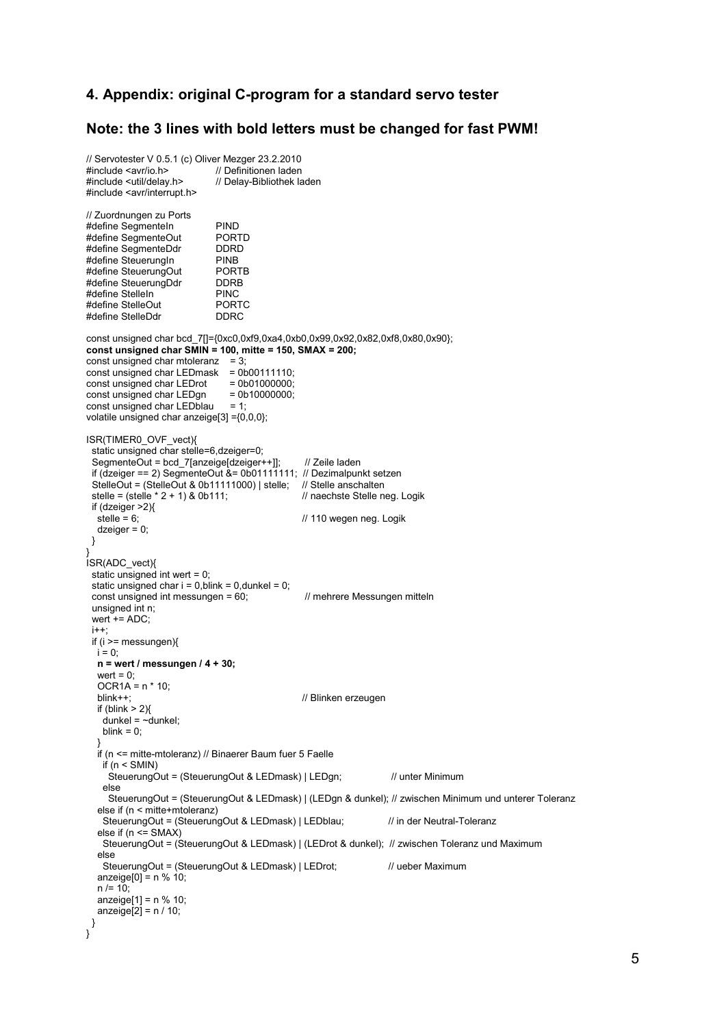## 4. Appendix: original C-program for a standard servo tester

## Note: the 3 lines with bold letters must be changed for fast PWM!

```
// Servotester V 0.5.1 (c) Oliver Mezger 23.2.2010
#include <avr/io.h>          // Definitionen laden
#include <util/delay.h>      // Delay-Bibliothek laden
#include <avr/interrupt.h>

// Zuordnungen zu Ports
#define SegmenteIn      PIND
#define SegmenteOut     PORTD
#define SegmenteDdr     DDRD
#define SteuerungIn     PINB
#define SteuerungOut    PORTB
#define SteuerungDdr    DDRB
#define StelleIn        PINC
#define StelleOut       PORTC
#define StelleDdr       DDRC

const unsigned char bcd_7[]={0xc0,0xf9,0xa4,0xb0,0x99,0x92,0x82,0xf8,0x80,0x90};
const unsigned char SMIN = 100, mitte = 150, SMAX = 200;
const unsigned char mtoleranz   = 3;
const unsigned char LEDmask     = 0b00111110;
const unsigned char LEDrot      = 0b01000000;
const unsigned char LEDgn       = 0b10000000;
const unsigned char LEDblau     = 1;
volatile unsigned char anzeige[3] ={0,0,0};

ISR(TIMER0_OVF_vect){
  static unsigned char stelle=6,dzeiger=0;
  SegmenteOut = bcd_7[anzeige[dzeiger++]];       // Zeile laden
  if (dzeiger == 2) SegmenteOut &= 0b01111111;  // Dezimalpunkt setzen
  StelleOut = (StelleOut & 0b11111000) | stelle;  // Stelle anschalten
  stelle = (stelle * 2 + 1) & 0b111;             // naechste Stelle neg. Logik
  if (dzeiger >2){
    stelle = 6;                                  // 110 wegen neg. Logik
    dzeiger = 0;
  }
}
ISR(ADC_vect){
  static unsigned int wert = 0;
  static unsigned char i = 0,blink = 0,dunkel = 0;
  const unsigned int messungen = 60;             // mehrere Messungen mitteln
  unsigned int n;
  wert += ADC;
  i++;
  if (i >= messungen){
    i = 0;
    n = wert / messungen / 4 + 30;
    wert = 0;
    OCR1A = n * 10;
    blink++;                                     // Blinken erzeugen
    if (blink > 2){
      dunkel = ~dunkel;
      blink = 0;
    }
    if (n <= mitte-mtoleranz) // Binaerer Baum fuer 5 Faelle
      if (n < SMIN)
        SteuerungOut = (SteuerungOut & LEDmask) | LEDgn;            // unter Minimum
      else
        SteuerungOut = (SteuerungOut & LEDmask) | (LEDgn & dunkel); // zwischen Minimum und unterer Toleranz
    else if (n < mitte+mtoleranz)
      SteuerungOut = (SteuerungOut & LEDmask) | LEDblau;            // in der Neutral-Toleranz
    else if (n <= SMAX)
      SteuerungOut = (SteuerungOut & LEDmask) | (LEDrot & dunkel);  // zwischen Toleranz und Maximum
    else
      SteuerungOut = (SteuerungOut & LEDmask) | LEDrot;             // ueber Maximum
    anzeige[0] = n % 10;
    n /= 10;
    anzeige[1] = n % 10;
    anzeige[2] = n / 10;
  }
}
```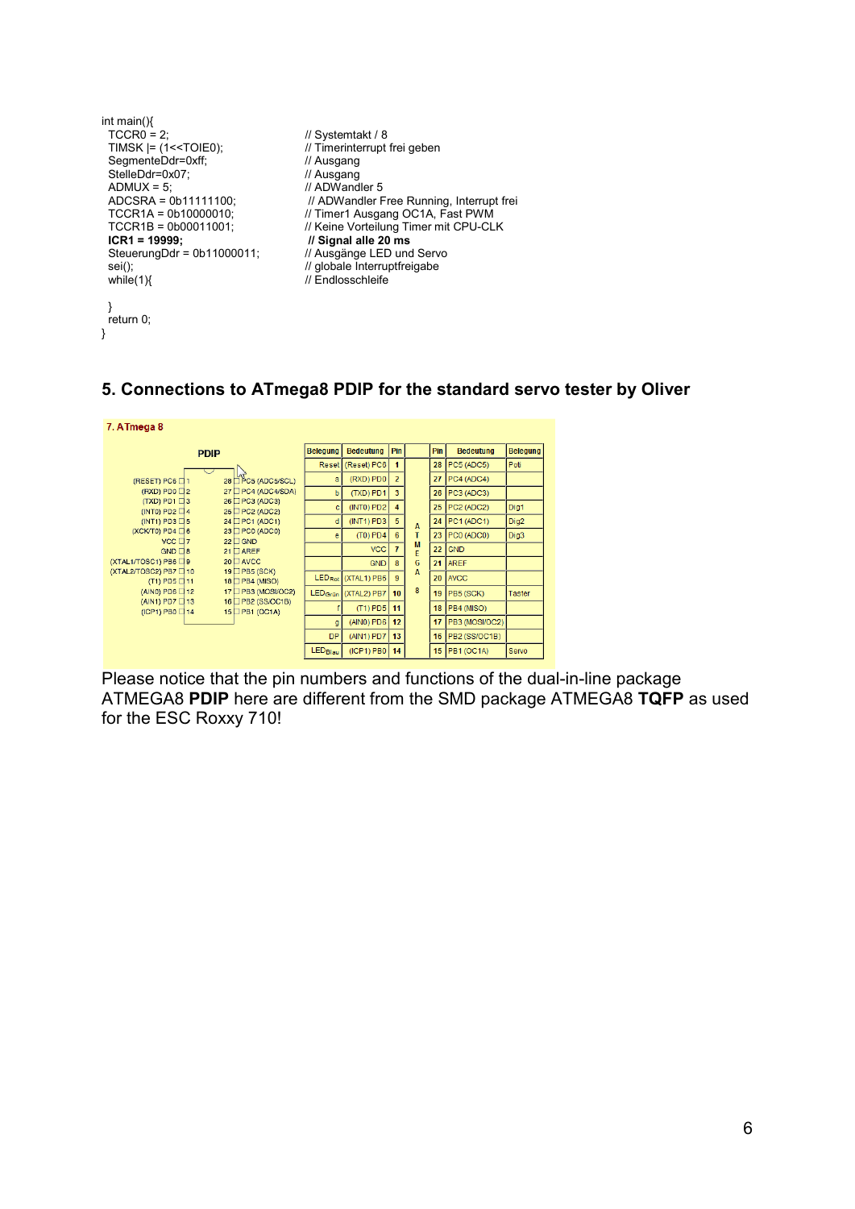```
int main(){
  TCCR0 = 2;                    // Systemtakt / 8
  TIMSK |= (1<<TOIE0);          // Timerinterrupt frei geben
  SegmenteDdr=0xff;             // Ausgang
  StelleDdr=0x07;               // Ausgang
  ADMUX = 5;                    // ADWandler 5
  ADCSRA = 0b11111100;          // ADWandler Free Running, Interrupt frei
  TCCR1A = 0b10000010;          // Timer1 Ausgang OC1A, Fast PWM
  TCCR1B = 0b00011001;          // Keine Vorteilung Timer mit CPU-CLK
  ICR1 = 19999;                 // Signal alle 20 ms
  SteuerungDdr = 0b11000011;    // Ausgänge LED und Servo
  sei();                        // globale Interruptfreigabe
  while(1){                     // Endlosschleife

  }
  return 0;
}
```

## 5. Connections to ATmega8 PDIP for the standard servo tester by Oliver

**7. ATmega 8**

PDIP

| | |
|---|---|
| (RESET) PC6 1 | 28 PC5 (ADC5/SCL) |
| (RXD) PD0 2 | 27 PC4 (ADC4/SDA) |
| (TXD) PD1 3 | 26 PC3 (ADC3) |
| (INT0) PD2 4 | 25 PC2 (ADC2) |
| (INT1) PD3 5 | 24 PC1 (ADC1) |
| (XCK/T0) PD4 6 | 23 PC0 (ADC0) |
| VCC 7 | 22 GND |
| GND 8 | 21 AREF |
| (XTAL1/TOSC1) PB6 9 | 20 AVCC |
| (XTAL2/TOSC2) PB7 10 | 19 PB5 (SCK) |
| (T1) PD5 11 | 18 PB4 (MISO) |
| (AIN0) PD6 12 | 17 PB3 (MOSI/OC2) |
| (AIN1) PD7 13 | 16 PB2 (SS/OC1B) |
| (ICP1) PB0 14 | 15 PB1 (OC1A) |

| Belegung | Bedeutung | Pin | | Pin | Bedeutung | Belegung |
|---|---|---|---|---|---|---|
| Reset | (Reset) PC6 | 1 | ATMEGA8 | 28 | PC5 (ADC5) | Poti |
| a | (RXD) PD0 | 2 | | 27 | PC4 (ADC4) | |
| b | (TXD) PD1 | 3 | | 26 | PC3 (ADC3) | |
| c | (INT0) PD2 | 4 | | 25 | PC2 (ADC2) | Dig1 |
| d | (INT1) PD3 | 5 | | 24 | PC1 (ADC1) | Dig2 |
| e | (T0) PD4 | 6 | | 23 | PC0 (ADC0) | Dig3 |
| | VCC | 7 | | 22 | GND | |
| | GND | 8 | | 21 | AREF | |
| $LED_{Rot}$ | (XTAL1) PB6 | 9 | | 20 | AVCC | |
| $LED_{Grün}$ | (XTAL2) PB7 | 10 | | 19 | PB5 (SCK) | Taster |
| f | (T1) PD5 | 11 | | 18 | PB4 (MISO) | |
| g | (AIN0) PD6 | 12 | | 17 | PB3 (MOSI/OC2) | |
| DP | (AIN1) PD7 | 13 | | 16 | PB2 (SS/OC1B) | |
| $LED_{Blau}$ | (ICP1) PB0 | 14 | | 15 | PB1 (OC1A) | Servo |

Please notice that the pin numbers and functions of the dual-in-line package ATMEGA8 **PDIP** here are different from the SMD package ATMEGA8 **TQFP** as used for the ESC Roxxy 710!